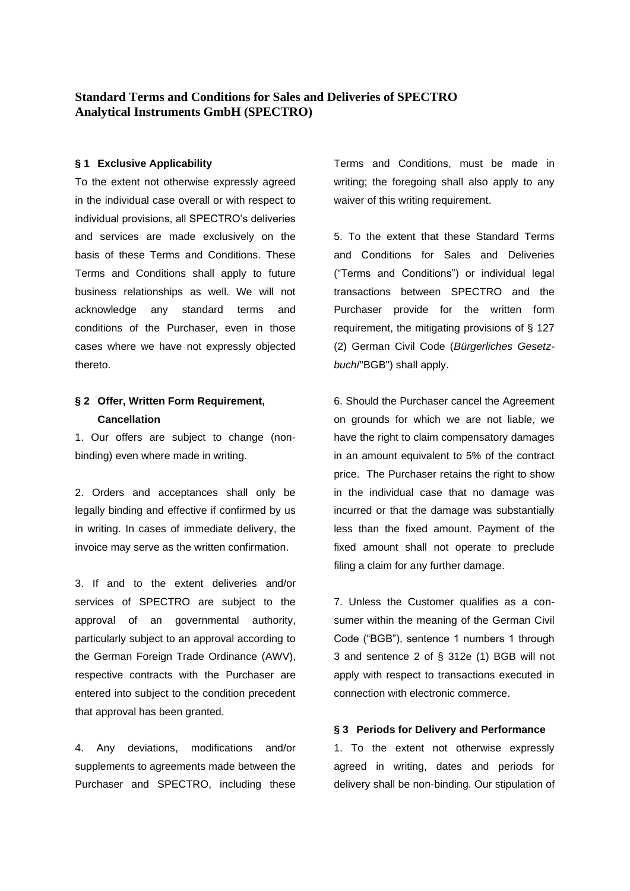# Standard Terms and Conditions for Sales and Deliveries of SPECTRO Analytical Instruments GmbH (SPECTRO)

**§ 1 Exclusive Applicability**

To the extent not otherwise expressly agreed in the individual case overall or with respect to individual provisions, all SPECTRO's deliveries and services are made exclusively on the basis of these Terms and Conditions. These Terms and Conditions shall apply to future business relationships as well. We will not acknowledge any standard terms and conditions of the Purchaser, even in those cases where we have not expressly objected thereto.

**§ 2 Offer, Written Form Requirement, Cancellation**

1. Our offers are subject to change (non-binding) even where made in writing.

2. Orders and acceptances shall only be legally binding and effective if confirmed by us in writing. In cases of immediate delivery, the invoice may serve as the written confirmation.

3. If and to the extent deliveries and/or services of SPECTRO are subject to the approval of an governmental authority, particularly subject to an approval according to the German Foreign Trade Ordinance (AWV), respective contracts with the Purchaser are entered into subject to the condition precedent that approval has been granted.

4. Any deviations, modifications and/or supplements to agreements made between the Purchaser and SPECTRO, including these Terms and Conditions, must be made in writing; the foregoing shall also apply to any waiver of this writing requirement.

5. To the extent that these Standard Terms and Conditions for Sales and Deliveries ("Terms and Conditions") or individual legal transactions between SPECTRO and the Purchaser provide for the written form requirement, the mitigating provisions of § 127 (2) German Civil Code (*Bürgerliches Gesetzbuch*/"BGB") shall apply.

6. Should the Purchaser cancel the Agreement on grounds for which we are not liable, we have the right to claim compensatory damages in an amount equivalent to 5% of the contract price. The Purchaser retains the right to show in the individual case that no damage was incurred or that the damage was substantially less than the fixed amount. Payment of the fixed amount shall not operate to preclude filing a claim for any further damage.

7. Unless the Customer qualifies as a consumer within the meaning of the German Civil Code ("BGB"), sentence 1 numbers 1 through 3 and sentence 2 of § 312e (1) BGB will not apply with respect to transactions executed in connection with electronic commerce.

**§ 3 Periods for Delivery and Performance**

1. To the extent not otherwise expressly agreed in writing, dates and periods for delivery shall be non-binding. Our stipulation of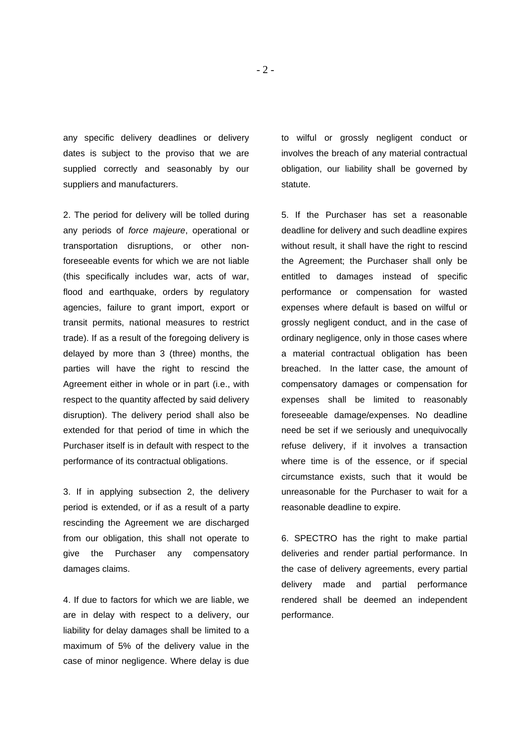any specific delivery deadlines or delivery dates is subject to the proviso that we are supplied correctly and seasonably by our suppliers and manufacturers.

2. The period for delivery will be tolled during any periods of *force majeure*, operational or transportation disruptions, or other non-foreseeable events for which we are not liable (this specifically includes war, acts of war, flood and earthquake, orders by regulatory agencies, failure to grant import, export or transit permits, national measures to restrict trade). If as a result of the foregoing delivery is delayed by more than 3 (three) months, the parties will have the right to rescind the Agreement either in whole or in part (i.e., with respect to the quantity affected by said delivery disruption). The delivery period shall also be extended for that period of time in which the Purchaser itself is in default with respect to the performance of its contractual obligations.

3. If in applying subsection 2, the delivery period is extended, or if as a result of a party rescinding the Agreement we are discharged from our obligation, this shall not operate to give the Purchaser any compensatory damages claims.

4. If due to factors for which we are liable, we are in delay with respect to a delivery, our liability for delay damages shall be limited to a maximum of 5% of the delivery value in the case of minor negligence. Where delay is due to wilful or grossly negligent conduct or involves the breach of any material contractual obligation, our liability shall be governed by statute.

5. If the Purchaser has set a reasonable deadline for delivery and such deadline expires without result, it shall have the right to rescind the Agreement; the Purchaser shall only be entitled to damages instead of specific performance or compensation for wasted expenses where default is based on wilful or grossly negligent conduct, and in the case of ordinary negligence, only in those cases where a material contractual obligation has been breached. In the latter case, the amount of compensatory damages or compensation for expenses shall be limited to reasonably foreseeable damage/expenses. No deadline need be set if we seriously and unequivocally refuse delivery, if it involves a transaction where time is of the essence, or if special circumstance exists, such that it would be unreasonable for the Purchaser to wait for a reasonable deadline to expire.

6. SPECTRO has the right to make partial deliveries and render partial performance. In the case of delivery agreements, every partial delivery made and partial performance rendered shall be deemed an independent performance.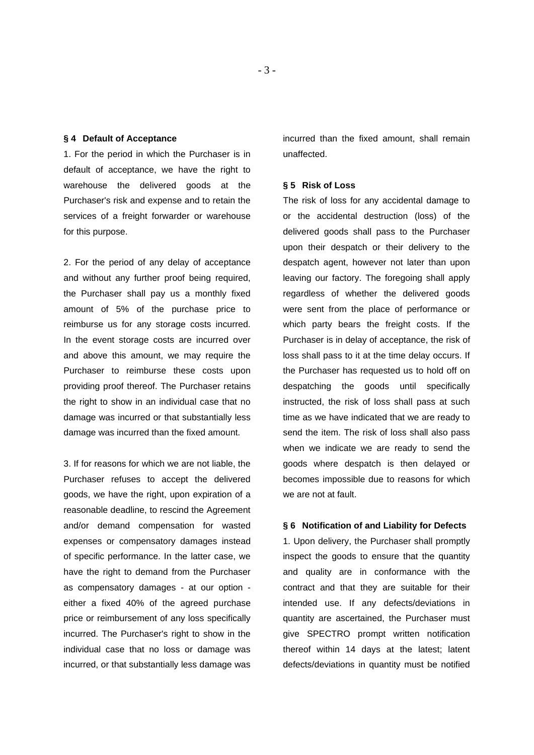### § 4 Default of Acceptance

1. For the period in which the Purchaser is in default of acceptance, we have the right to warehouse the delivered goods at the Purchaser's risk and expense and to retain the services of a freight forwarder or warehouse for this purpose.

2. For the period of any delay of acceptance and without any further proof being required, the Purchaser shall pay us a monthly fixed amount of 5% of the purchase price to reimburse us for any storage costs incurred. In the event storage costs are incurred over and above this amount, we may require the Purchaser to reimburse these costs upon providing proof thereof. The Purchaser retains the right to show in an individual case that no damage was incurred or that substantially less damage was incurred than the fixed amount.

3. If for reasons for which we are not liable, the Purchaser refuses to accept the delivered goods, we have the right, upon expiration of a reasonable deadline, to rescind the Agreement and/or demand compensation for wasted expenses or compensatory damages instead of specific performance. In the latter case, we have the right to demand from the Purchaser as compensatory damages - at our option - either a fixed 40% of the agreed purchase price or reimbursement of any loss specifically incurred. The Purchaser's right to show in the individual case that no loss or damage was incurred, or that substantially less damage was incurred than the fixed amount, shall remain unaffected.

### § 5 Risk of Loss

The risk of loss for any accidental damage to or the accidental destruction (loss) of the delivered goods shall pass to the Purchaser upon their despatch or their delivery to the despatch agent, however not later than upon leaving our factory. The foregoing shall apply regardless of whether the delivered goods were sent from the place of performance or which party bears the freight costs. If the Purchaser is in delay of acceptance, the risk of loss shall pass to it at the time delay occurs. If the Purchaser has requested us to hold off on despatching the goods until specifically instructed, the risk of loss shall pass at such time as we have indicated that we are ready to send the item. The risk of loss shall also pass when we indicate we are ready to send the goods where despatch is then delayed or becomes impossible due to reasons for which we are not at fault.

### § 6 Notification of and Liability for Defects

1. Upon delivery, the Purchaser shall promptly inspect the goods to ensure that the quantity and quality are in conformance with the contract and that they are suitable for their intended use. If any defects/deviations in quantity are ascertained, the Purchaser must give SPECTRO prompt written notification thereof within 14 days at the latest; latent defects/deviations in quantity must be notified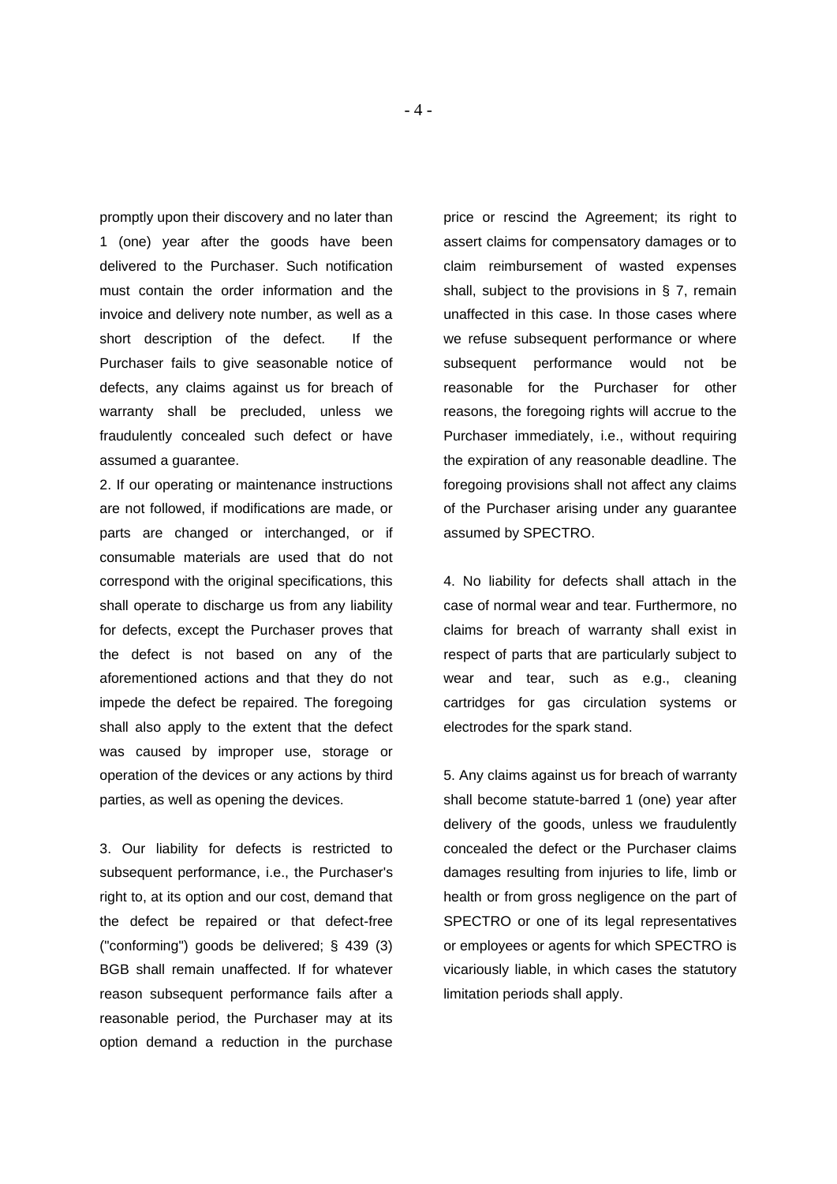promptly upon their discovery and no later than 1 (one) year after the goods have been delivered to the Purchaser. Such notification must contain the order information and the invoice and delivery note number, as well as a short description of the defect. If the Purchaser fails to give seasonable notice of defects, any claims against us for breach of warranty shall be precluded, unless we fraudulently concealed such defect or have assumed a guarantee.

2. If our operating or maintenance instructions are not followed, if modifications are made, or parts are changed or interchanged, or if consumable materials are used that do not correspond with the original specifications, this shall operate to discharge us from any liability for defects, except the Purchaser proves that the defect is not based on any of the aforementioned actions and that they do not impede the defect be repaired. The foregoing shall also apply to the extent that the defect was caused by improper use, storage or operation of the devices or any actions by third parties, as well as opening the devices.

3. Our liability for defects is restricted to subsequent performance, i.e., the Purchaser's right to, at its option and our cost, demand that the defect be repaired or that defect-free ("conforming") goods be delivered; § 439 (3) BGB shall remain unaffected. If for whatever reason subsequent performance fails after a reasonable period, the Purchaser may at its option demand a reduction in the purchase price or rescind the Agreement; its right to assert claims for compensatory damages or to claim reimbursement of wasted expenses shall, subject to the provisions in § 7, remain unaffected in this case. In those cases where we refuse subsequent performance or where subsequent performance would not be reasonable for the Purchaser for other reasons, the foregoing rights will accrue to the Purchaser immediately, i.e., without requiring the expiration of any reasonable deadline. The foregoing provisions shall not affect any claims of the Purchaser arising under any guarantee assumed by SPECTRO.

4. No liability for defects shall attach in the case of normal wear and tear. Furthermore, no claims for breach of warranty shall exist in respect of parts that are particularly subject to wear and tear, such as e.g., cleaning cartridges for gas circulation systems or electrodes for the spark stand.

5. Any claims against us for breach of warranty shall become statute-barred 1 (one) year after delivery of the goods, unless we fraudulently concealed the defect or the Purchaser claims damages resulting from injuries to life, limb or health or from gross negligence on the part of SPECTRO or one of its legal representatives or employees or agents for which SPECTRO is vicariously liable, in which cases the statutory limitation periods shall apply.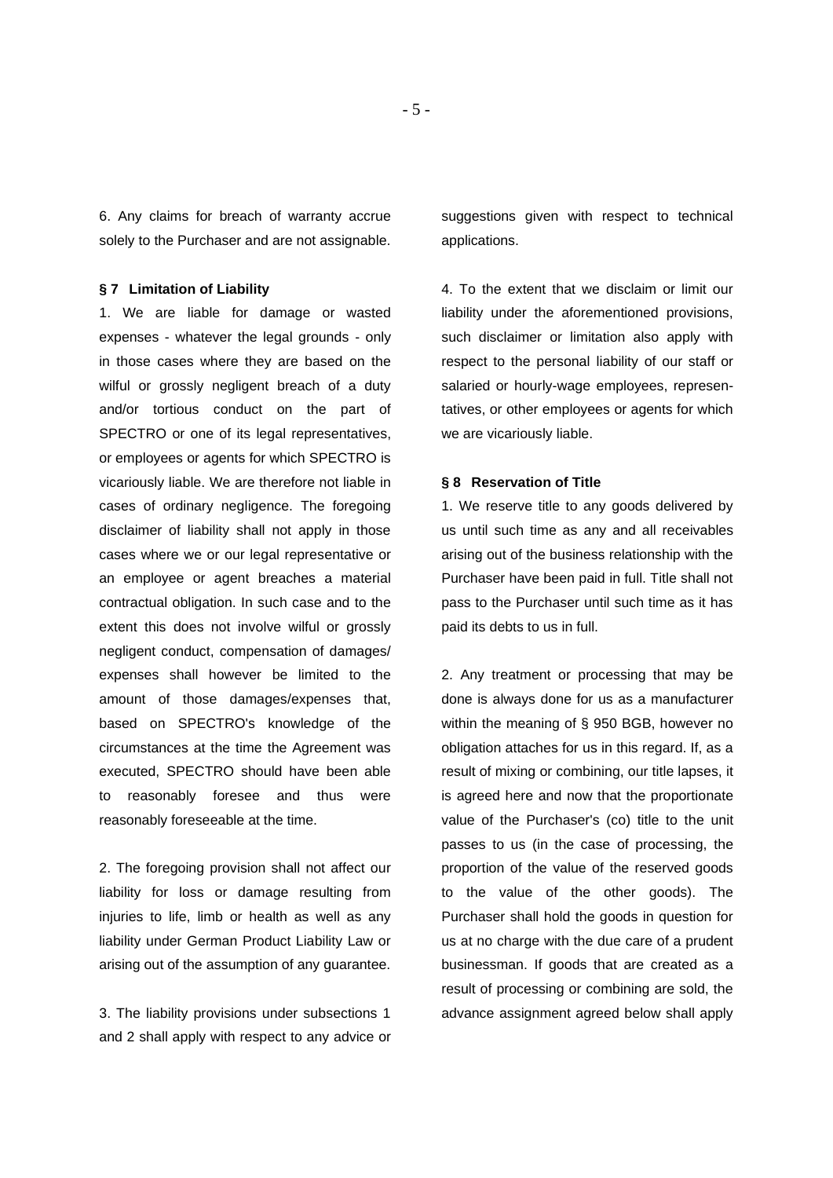6. Any claims for breach of warranty accrue solely to the Purchaser and are not assignable.

**§ 7 Limitation of Liability**

1. We are liable for damage or wasted expenses - whatever the legal grounds - only in those cases where they are based on the wilful or grossly negligent breach of a duty and/or tortious conduct on the part of SPECTRO or one of its legal representatives, or employees or agents for which SPECTRO is vicariously liable. We are therefore not liable in cases of ordinary negligence. The foregoing disclaimer of liability shall not apply in those cases where we or our legal representative or an employee or agent breaches a material contractual obligation. In such case and to the extent this does not involve wilful or grossly negligent conduct, compensation of damages/ expenses shall however be limited to the amount of those damages/expenses that, based on SPECTRO's knowledge of the circumstances at the time the Agreement was executed, SPECTRO should have been able to reasonably foresee and thus were reasonably foreseeable at the time.

2. The foregoing provision shall not affect our liability for loss or damage resulting from injuries to life, limb or health as well as any liability under German Product Liability Law or arising out of the assumption of any guarantee.

3. The liability provisions under subsections 1 and 2 shall apply with respect to any advice or suggestions given with respect to technical applications.

4. To the extent that we disclaim or limit our liability under the aforementioned provisions, such disclaimer or limitation also apply with respect to the personal liability of our staff or salaried or hourly-wage employees, representatives, or other employees or agents for which we are vicariously liable.

**§ 8 Reservation of Title**

1. We reserve title to any goods delivered by us until such time as any and all receivables arising out of the business relationship with the Purchaser have been paid in full. Title shall not pass to the Purchaser until such time as it has paid its debts to us in full.

2. Any treatment or processing that may be done is always done for us as a manufacturer within the meaning of § 950 BGB, however no obligation attaches for us in this regard. If, as a result of mixing or combining, our title lapses, it is agreed here and now that the proportionate value of the Purchaser's (co) title to the unit passes to us (in the case of processing, the proportion of the value of the reserved goods to the value of the other goods). The Purchaser shall hold the goods in question for us at no charge with the due care of a prudent businessman. If goods that are created as a result of processing or combining are sold, the advance assignment agreed below shall apply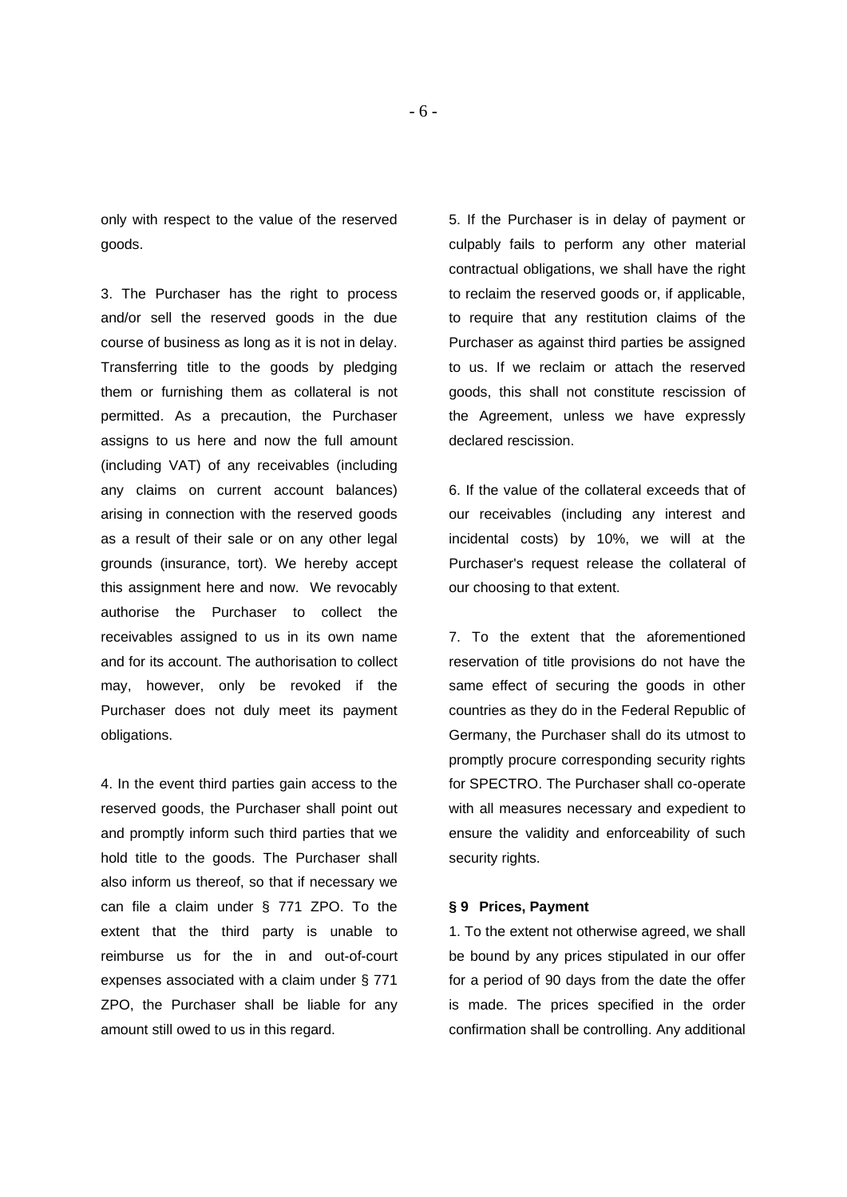only with respect to the value of the reserved goods.

3. The Purchaser has the right to process and/or sell the reserved goods in the due course of business as long as it is not in delay. Transferring title to the goods by pledging them or furnishing them as collateral is not permitted. As a precaution, the Purchaser assigns to us here and now the full amount (including VAT) of any receivables (including any claims on current account balances) arising in connection with the reserved goods as a result of their sale or on any other legal grounds (insurance, tort). We hereby accept this assignment here and now. We revocably authorise the Purchaser to collect the receivables assigned to us in its own name and for its account. The authorisation to collect may, however, only be revoked if the Purchaser does not duly meet its payment obligations.

4. In the event third parties gain access to the reserved goods, the Purchaser shall point out and promptly inform such third parties that we hold title to the goods. The Purchaser shall also inform us thereof, so that if necessary we can file a claim under § 771 ZPO. To the extent that the third party is unable to reimburse us for the in and out-of-court expenses associated with a claim under § 771 ZPO, the Purchaser shall be liable for any amount still owed to us in this regard.

5. If the Purchaser is in delay of payment or culpably fails to perform any other material contractual obligations, we shall have the right to reclaim the reserved goods or, if applicable, to require that any restitution claims of the Purchaser as against third parties be assigned to us. If we reclaim or attach the reserved goods, this shall not constitute rescission of the Agreement, unless we have expressly declared rescission.

6. If the value of the collateral exceeds that of our receivables (including any interest and incidental costs) by 10%, we will at the Purchaser's request release the collateral of our choosing to that extent.

7. To the extent that the aforementioned reservation of title provisions do not have the same effect of securing the goods in other countries as they do in the Federal Republic of Germany, the Purchaser shall do its utmost to promptly procure corresponding security rights for SPECTRO. The Purchaser shall co-operate with all measures necessary and expedient to ensure the validity and enforceability of such security rights.

**§ 9 Prices, Payment**

1. To the extent not otherwise agreed, we shall be bound by any prices stipulated in our offer for a period of 90 days from the date the offer is made. The prices specified in the order confirmation shall be controlling. Any additional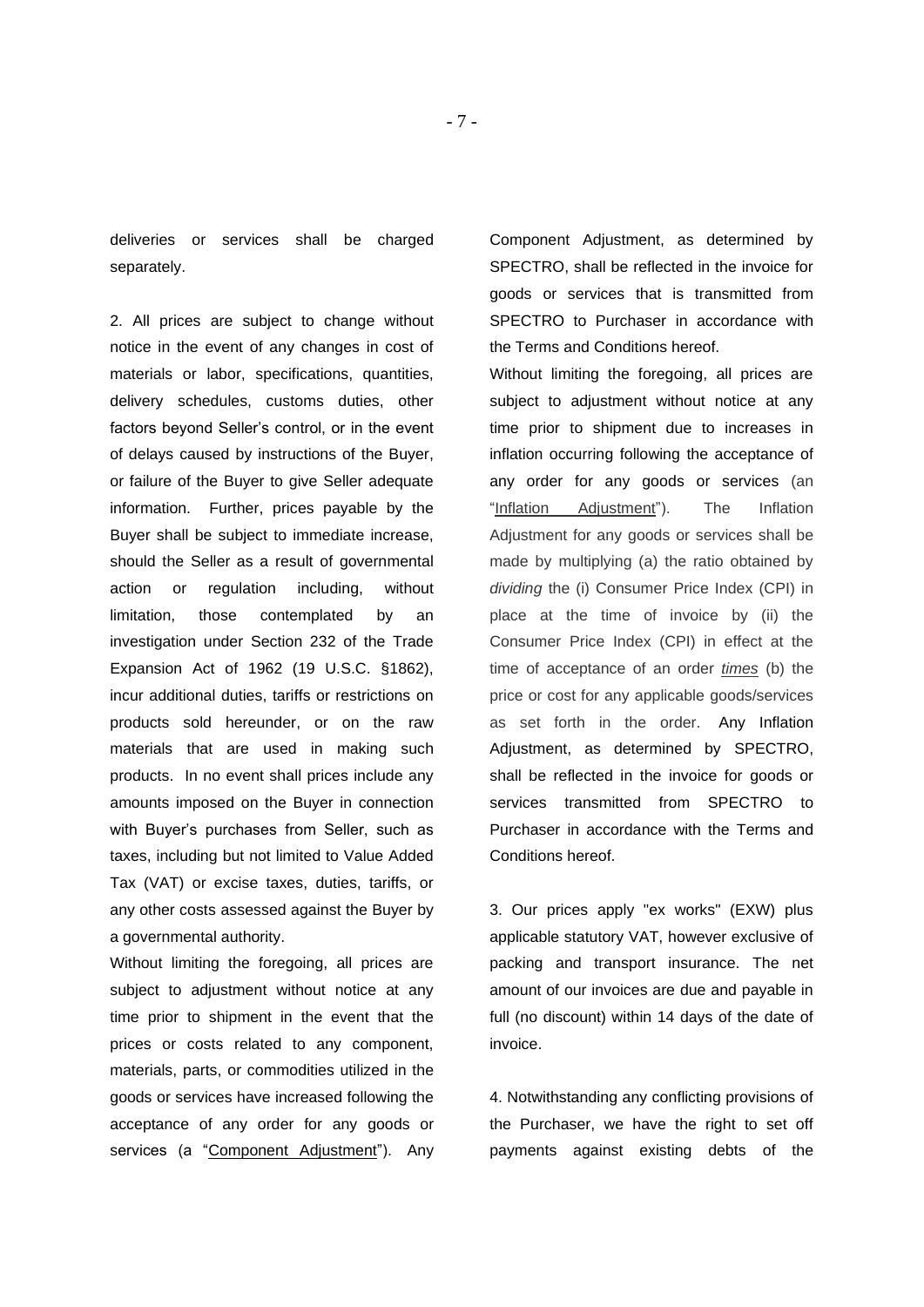deliveries or services shall be charged separately.

2. All prices are subject to change without notice in the event of any changes in cost of materials or labor, specifications, quantities, delivery schedules, customs duties, other factors beyond Seller's control, or in the event of delays caused by instructions of the Buyer, or failure of the Buyer to give Seller adequate information. Further, prices payable by the Buyer shall be subject to immediate increase, should the Seller as a result of governmental action or regulation including, without limitation, those contemplated by an investigation under Section 232 of the Trade Expansion Act of 1962 (19 U.S.C. §1862), incur additional duties, tariffs or restrictions on products sold hereunder, or on the raw materials that are used in making such products. In no event shall prices include any amounts imposed on the Buyer in connection with Buyer's purchases from Seller, such as taxes, including but not limited to Value Added Tax (VAT) or excise taxes, duties, tariffs, or any other costs assessed against the Buyer by a governmental authority.

Without limiting the foregoing, all prices are subject to adjustment without notice at any time prior to shipment in the event that the prices or costs related to any component, materials, parts, or commodities utilized in the goods or services have increased following the acceptance of any order for any goods or services (a "Component Adjustment"). Any Component Adjustment, as determined by SPECTRO, shall be reflected in the invoice for goods or services that is transmitted from SPECTRO to Purchaser in accordance with the Terms and Conditions hereof.

Without limiting the foregoing, all prices are subject to adjustment without notice at any time prior to shipment due to increases in inflation occurring following the acceptance of any order for any goods or services (an "Inflation Adjustment"). The Inflation Adjustment for any goods or services shall be made by multiplying (a) the ratio obtained by *dividing* the (i) Consumer Price Index (CPI) in place at the time of invoice by (ii) the Consumer Price Index (CPI) in effect at the time of acceptance of an order *times* (b) the price or cost for any applicable goods/services as set forth in the order. Any Inflation Adjustment, as determined by SPECTRO, shall be reflected in the invoice for goods or services transmitted from SPECTRO to Purchaser in accordance with the Terms and Conditions hereof.

3. Our prices apply "ex works" (EXW) plus applicable statutory VAT, however exclusive of packing and transport insurance. The net amount of our invoices are due and payable in full (no discount) within 14 days of the date of invoice.

4. Notwithstanding any conflicting provisions of the Purchaser, we have the right to set off payments against existing debts of the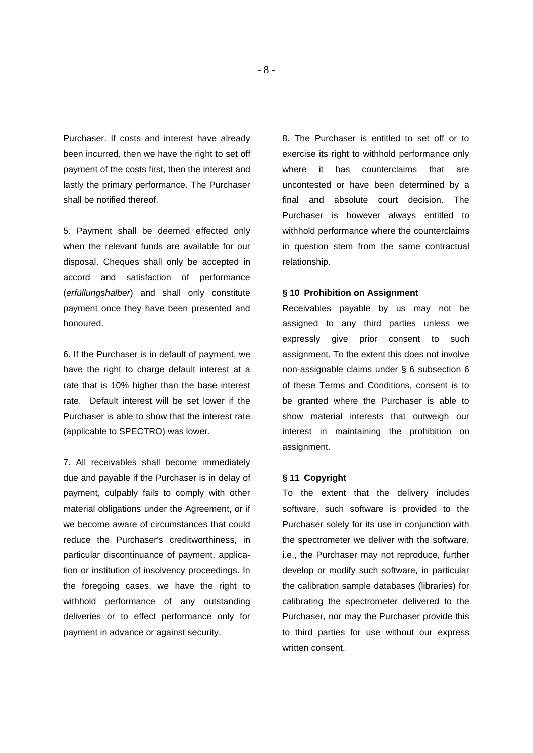Purchaser. If costs and interest have already been incurred, then we have the right to set off payment of the costs first, then the interest and lastly the primary performance. The Purchaser shall be notified thereof.

5. Payment shall be deemed effected only when the relevant funds are available for our disposal. Cheques shall only be accepted in accord and satisfaction of performance (*erfüllungshalber*) and shall only constitute payment once they have been presented and honoured.

6. If the Purchaser is in default of payment, we have the right to charge default interest at a rate that is 10% higher than the base interest rate. Default interest will be set lower if the Purchaser is able to show that the interest rate (applicable to SPECTRO) was lower.

7. All receivables shall become immediately due and payable if the Purchaser is in delay of payment, culpably fails to comply with other material obligations under the Agreement, or if we become aware of circumstances that could reduce the Purchaser's creditworthiness, in particular discontinuance of payment, application or institution of insolvency proceedings. In the foregoing cases, we have the right to withhold performance of any outstanding deliveries or to effect performance only for payment in advance or against security.

8. The Purchaser is entitled to set off or to exercise its right to withhold performance only where it has counterclaims that are uncontested or have been determined by a final and absolute court decision. The Purchaser is however always entitled to withhold performance where the counterclaims in question stem from the same contractual relationship.

### § 10 Prohibition on Assignment

Receivables payable by us may not be assigned to any third parties unless we expressly give prior consent to such assignment. To the extent this does not involve non-assignable claims under § 6 subsection 6 of these Terms and Conditions, consent is to be granted where the Purchaser is able to show material interests that outweigh our interest in maintaining the prohibition on assignment.

### § 11 Copyright

To the extent that the delivery includes software, such software is provided to the Purchaser solely for its use in conjunction with the spectrometer we deliver with the software, i.e., the Purchaser may not reproduce, further develop or modify such software, in particular the calibration sample databases (libraries) for calibrating the spectrometer delivered to the Purchaser, nor may the Purchaser provide this to third parties for use without our express written consent.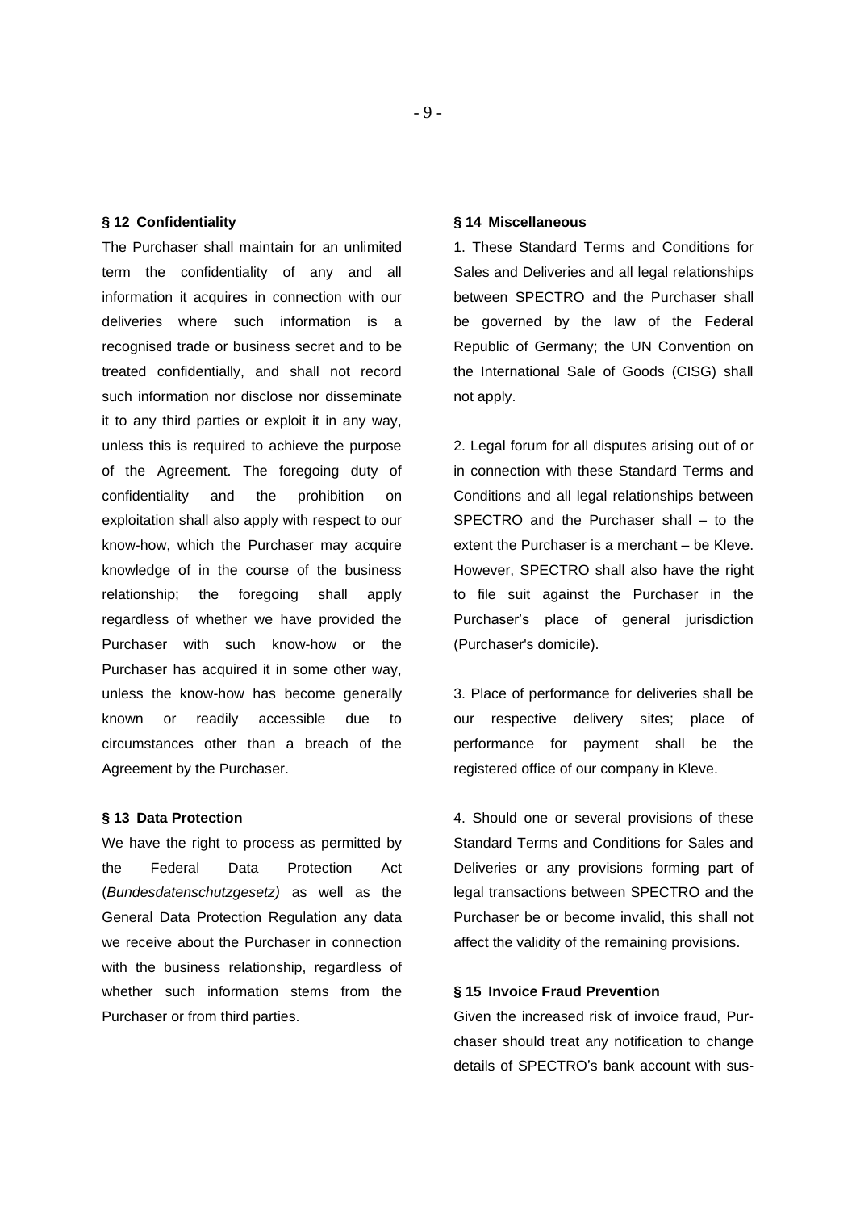## § 12 Confidentiality

The Purchaser shall maintain for an unlimited term the confidentiality of any and all information it acquires in connection with our deliveries where such information is a recognised trade or business secret and to be treated confidentially, and shall not record such information nor disclose nor disseminate it to any third parties or exploit it in any way, unless this is required to achieve the purpose of the Agreement. The foregoing duty of confidentiality and the prohibition on exploitation shall also apply with respect to our know-how, which the Purchaser may acquire knowledge of in the course of the business relationship; the foregoing shall apply regardless of whether we have provided the Purchaser with such know-how or the Purchaser has acquired it in some other way, unless the know-how has become generally known or readily accessible due to circumstances other than a breach of the Agreement by the Purchaser.

## § 13 Data Protection

We have the right to process as permitted by the Federal Data Protection Act (*Bundesdatenschutzgesetz)* as well as the General Data Protection Regulation any data we receive about the Purchaser in connection with the business relationship, regardless of whether such information stems from the Purchaser or from third parties.

## § 14 Miscellaneous

1. These Standard Terms and Conditions for Sales and Deliveries and all legal relationships between SPECTRO and the Purchaser shall be governed by the law of the Federal Republic of Germany; the UN Convention on the International Sale of Goods (CISG) shall not apply.

2. Legal forum for all disputes arising out of or in connection with these Standard Terms and Conditions and all legal relationships between SPECTRO and the Purchaser shall – to the extent the Purchaser is a merchant – be Kleve. However, SPECTRO shall also have the right to file suit against the Purchaser in the Purchaser's place of general jurisdiction (Purchaser's domicile).

3. Place of performance for deliveries shall be our respective delivery sites; place of performance for payment shall be the registered office of our company in Kleve.

4. Should one or several provisions of these Standard Terms and Conditions for Sales and Deliveries or any provisions forming part of legal transactions between SPECTRO and the Purchaser be or become invalid, this shall not affect the validity of the remaining provisions.

## § 15 Invoice Fraud Prevention

Given the increased risk of invoice fraud, Purchaser should treat any notification to change details of SPECTRO's bank account with sus-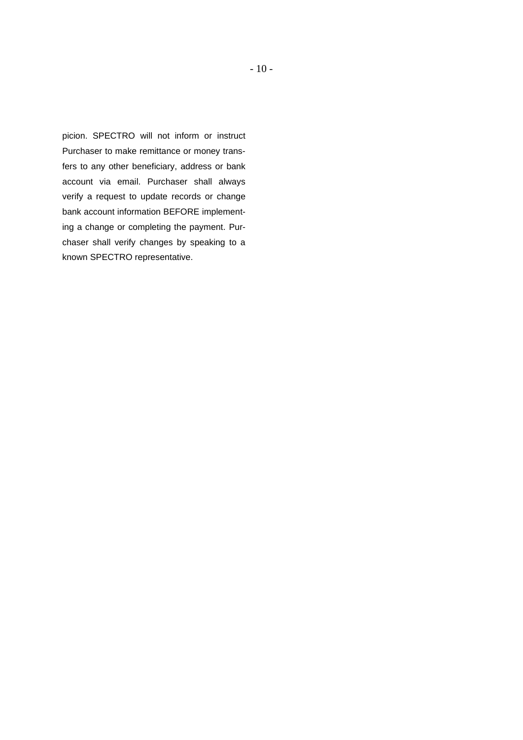picion. SPECTRO will not inform or instruct Purchaser to make remittance or money transfers to any other beneficiary, address or bank account via email. Purchaser shall always verify a request to update records or change bank account information BEFORE implementing a change or completing the payment. Purchaser shall verify changes by speaking to a known SPECTRO representative.